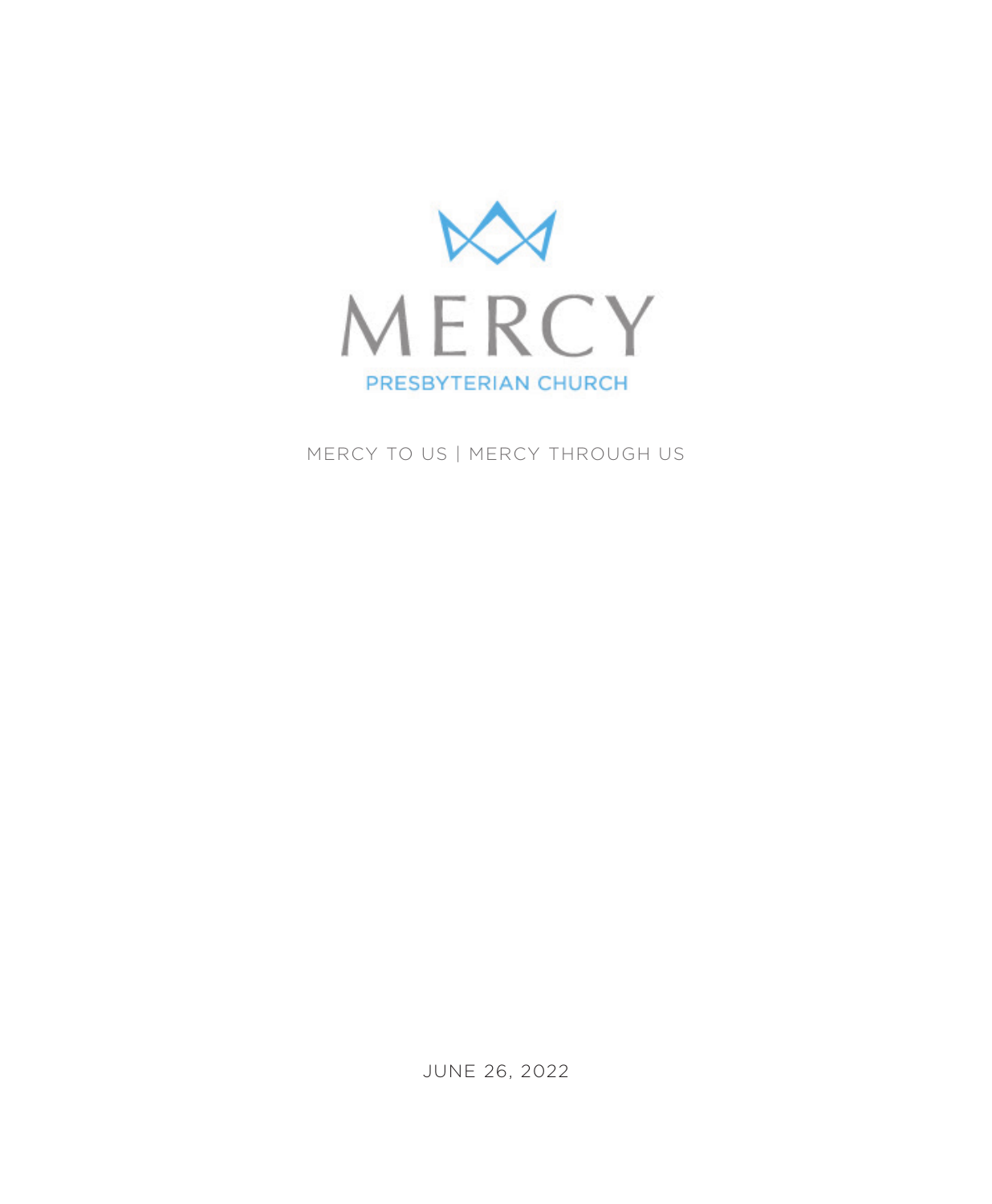# MERCY

PRESBYTERIAN CHURCH

MERCY TO US | MERCY THROUGH US

JUNE 26, 2022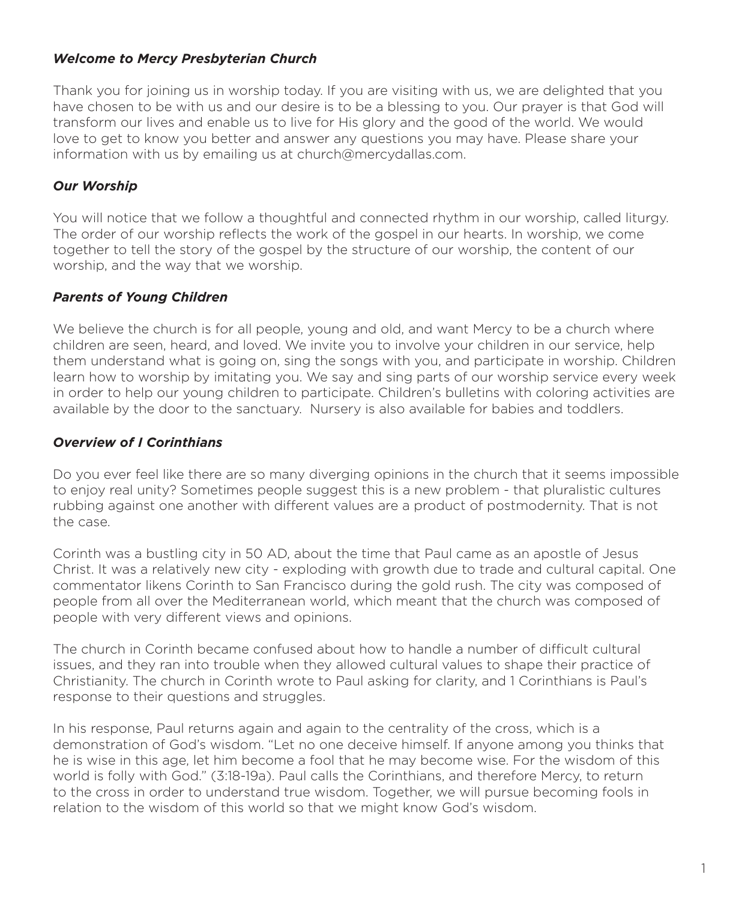### *Welcome to Mercy Presbyterian Church*

Thank you for joining us in worship today. If you are visiting with us, we are delighted that you have chosen to be with us and our desire is to be a blessing to you. Our prayer is that God will transform our lives and enable us to live for His glory and the good of the world. We would love to get to know you better and answer any questions you may have. Please share your information with us by emailing us at church@mercydallas.com.

### *Our Worship*

You will notice that we follow a thoughtful and connected rhythm in our worship, called liturgy. The order of our worship reflects the work of the gospel in our hearts. In worship, we come together to tell the story of the gospel by the structure of our worship, the content of our worship, and the way that we worship.

### *Parents of Young Children*

We believe the church is for all people, young and old, and want Mercy to be a church where children are seen, heard, and loved. We invite you to involve your children in our service, help them understand what is going on, sing the songs with you, and participate in worship. Children learn how to worship by imitating you. We say and sing parts of our worship service every week in order to help our young children to participate. Children's bulletins with coloring activities are available by the door to the sanctuary. Nursery is also available for babies and toddlers.

### *Overview of I Corinthians*

Do you ever feel like there are so many diverging opinions in the church that it seems impossible to enjoy real unity? Sometimes people suggest this is a new problem - that pluralistic cultures rubbing against one another with different values are a product of postmodernity. That is not the case.

Corinth was a bustling city in 50 AD, about the time that Paul came as an apostle of Jesus Christ. It was a relatively new city - exploding with growth due to trade and cultural capital. One commentator likens Corinth to San Francisco during the gold rush. The city was composed of people from all over the Mediterranean world, which meant that the church was composed of people with very different views and opinions.

The church in Corinth became confused about how to handle a number of difficult cultural issues, and they ran into trouble when they allowed cultural values to shape their practice of Christianity. The church in Corinth wrote to Paul asking for clarity, and 1 Corinthians is Paul's response to their questions and struggles.

In his response, Paul returns again and again to the centrality of the cross, which is a demonstration of God's wisdom. "Let no one deceive himself. If anyone among you thinks that he is wise in this age, let him become a fool that he may become wise. For the wisdom of this world is folly with God." (3:18-19a). Paul calls the Corinthians, and therefore Mercy, to return to the cross in order to understand true wisdom. Together, we will pursue becoming fools in relation to the wisdom of this world so that we might know God's wisdom.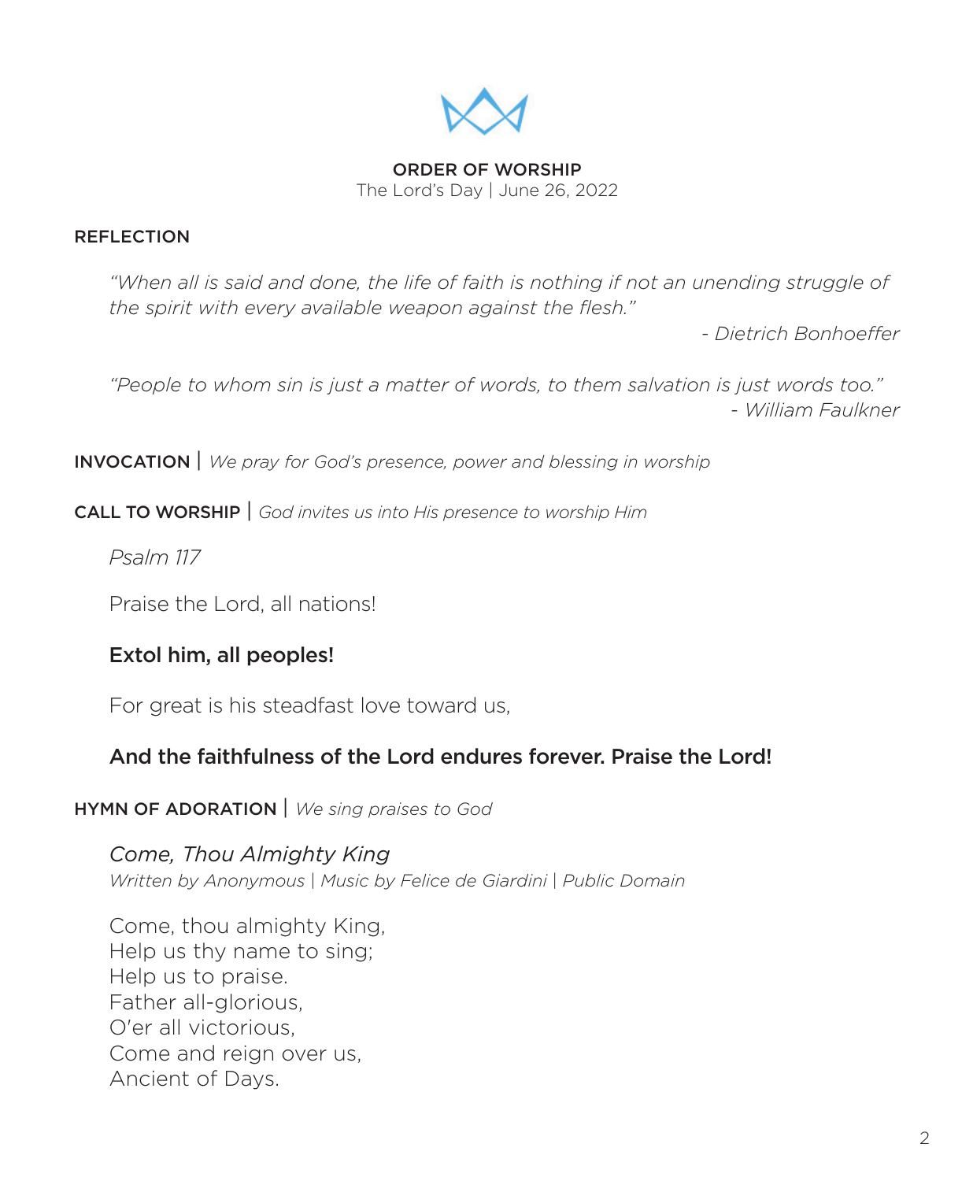# ORDER OF WORSHIP

The Lord's Day | June 26, 2022

## REFLECTION

*"When all is said and done, the life of faith is nothing if not an unending struggle of the spirit with every available weapon against the flesh."*

*- Dietrich Bonhoeffer*

*"People to whom sin is just a matter of words, to them salvation is just words too."*

*- William Faulkner*

## INVOCATION | *We pray for God's presence, power and blessing in worship*

## CALL TO WORSHIP | *God invites us into His presence to worship Him*

*Psalm 117*

Praise the Lord, all nations!

**Extol him, all peoples!**

For great is his steadfast love toward us,

**And the faithfulness of the Lord endures forever. Praise the Lord!**

## HYMN OF ADORATION | *We sing praises to God*

*Come, Thou Almighty King*

*Written by Anonymous | Music by Felice de Giardini | Public Domain*

Come, thou almighty King,
Help us thy name to sing;
Help us to praise.
Father all-glorious,
O'er all victorious,
Come and reign over us,
Ancient of Days.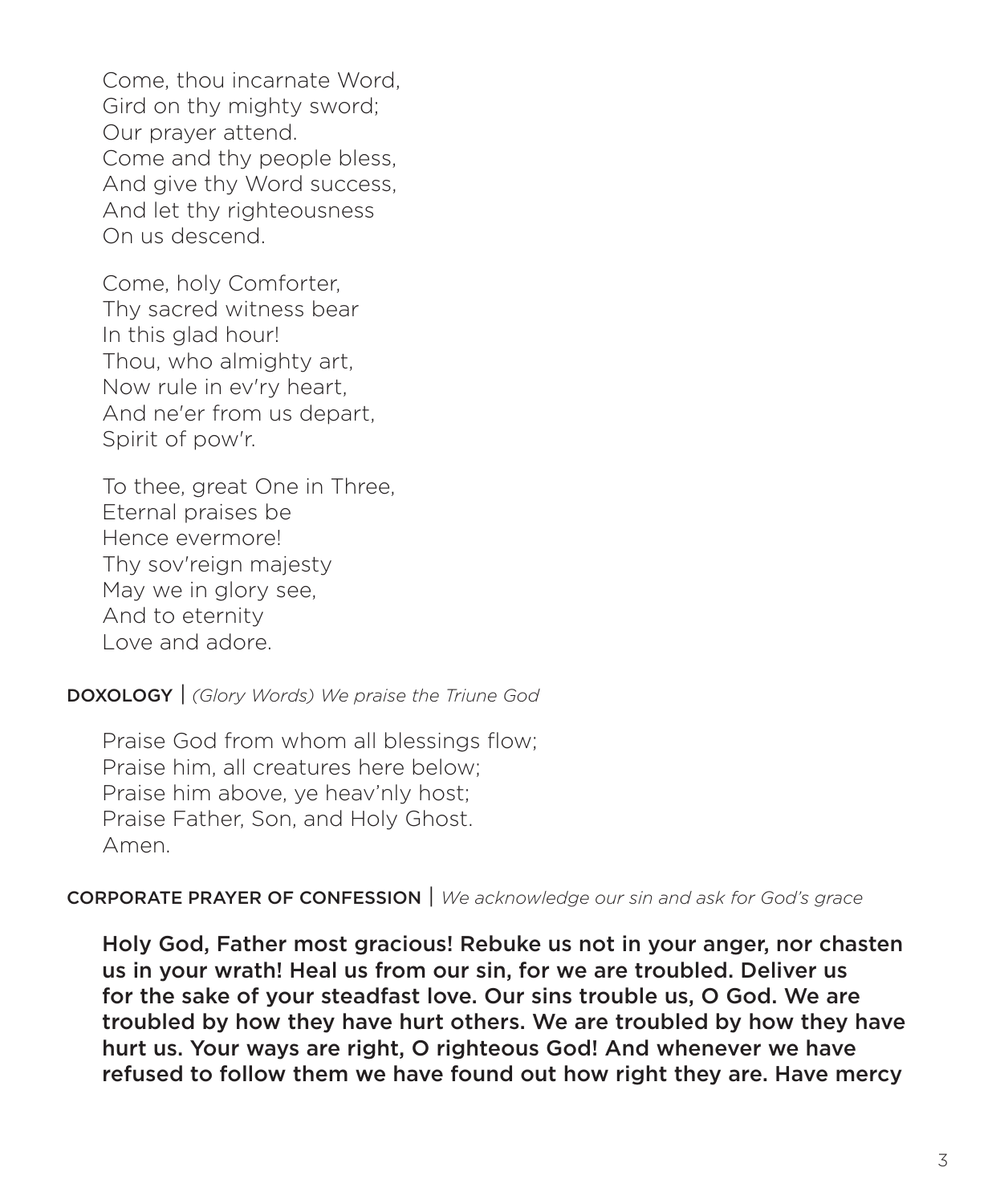Come, thou incarnate Word,
Gird on thy mighty sword;
Our prayer attend.
Come and thy people bless,
And give thy Word success,
And let thy righteousness
On us descend.

Come, holy Comforter,
Thy sacred witness bear
In this glad hour!
Thou, who almighty art,
Now rule in ev'ry heart,
And ne'er from us depart,
Spirit of pow'r.

To thee, great One in Three,
Eternal praises be
Hence evermore!
Thy sov'reign majesty
May we in glory see,
And to eternity
Love and adore.

DOXOLOGY | *(Glory Words) We praise the Triune God*

Praise God from whom all blessings flow;
Praise him, all creatures here below;
Praise him above, ye heav'nly host;
Praise Father, Son, and Holy Ghost.
Amen.

CORPORATE PRAYER OF CONFESSION | *We acknowledge our sin and ask for God's grace*

**Holy God, Father most gracious! Rebuke us not in your anger, nor chasten us in your wrath! Heal us from our sin, for we are troubled. Deliver us for the sake of your steadfast love. Our sins trouble us, O God. We are troubled by how they have hurt others. We are troubled by how they have hurt us. Your ways are right, O righteous God! And whenever we have refused to follow them we have found out how right they are. Have mercy**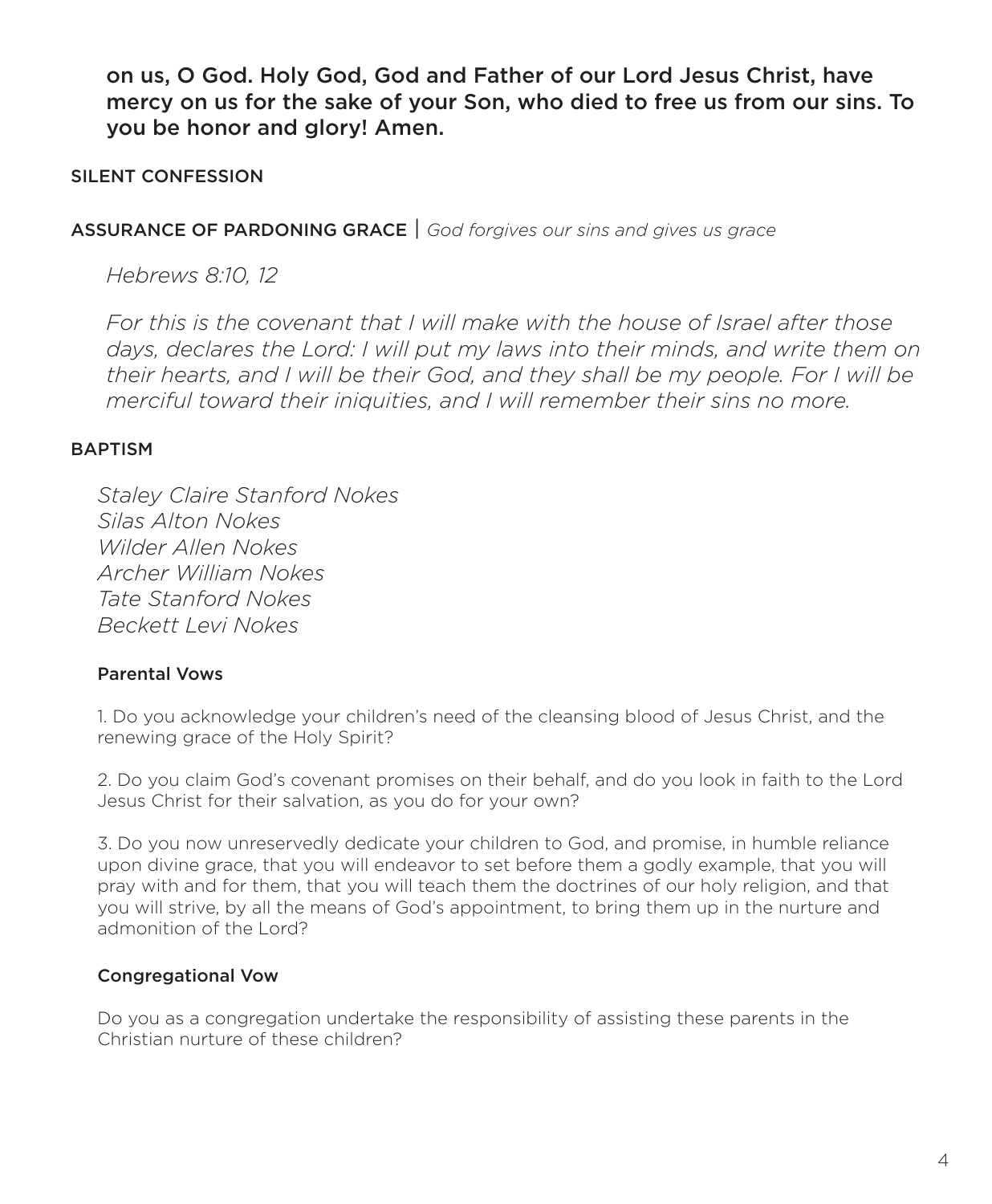**on us, O God. Holy God, God and Father of our Lord Jesus Christ, have mercy on us for the sake of your Son, who died to free us from our sins. To you be honor and glory! Amen.**

## SILENT CONFESSION

## ASSURANCE OF PARDONING GRACE | *God forgives our sins and gives us grace*

*Hebrews 8:10, 12*

*For this is the covenant that I will make with the house of Israel after those days, declares the Lord: I will put my laws into their minds, and write them on their hearts, and I will be their God, and they shall be my people. For I will be merciful toward their iniquities, and I will remember their sins no more.*

## BAPTISM

*Staley Claire Stanford Nokes*
*Silas Alton Nokes*
*Wilder Allen Nokes*
*Archer William Nokes*
*Tate Stanford Nokes*
*Beckett Levi Nokes*

### Parental Vows

1. Do you acknowledge your children's need of the cleansing blood of Jesus Christ, and the renewing grace of the Holy Spirit?

2. Do you claim God's covenant promises on their behalf, and do you look in faith to the Lord Jesus Christ for their salvation, as you do for your own?

3. Do you now unreservedly dedicate your children to God, and promise, in humble reliance upon divine grace, that you will endeavor to set before them a godly example, that you will pray with and for them, that you will teach them the doctrines of our holy religion, and that you will strive, by all the means of God's appointment, to bring them up in the nurture and admonition of the Lord?

### Congregational Vow

Do you as a congregation undertake the responsibility of assisting these parents in the Christian nurture of these children?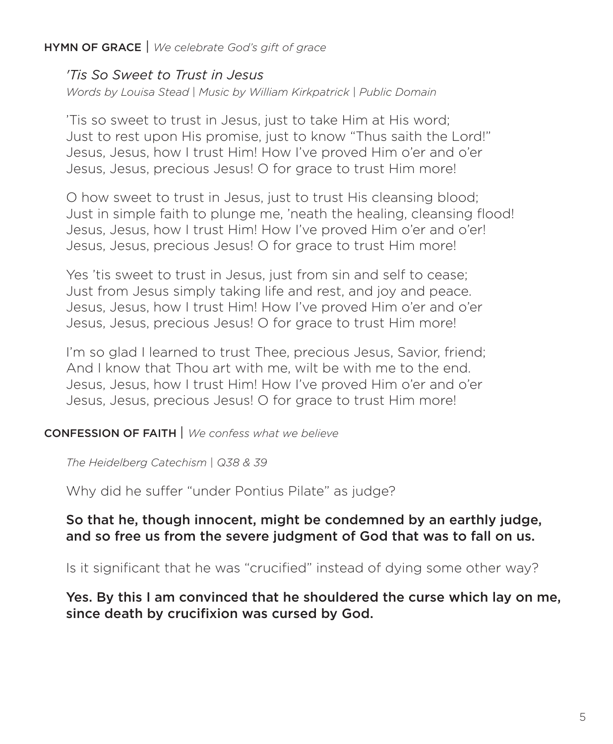**HYMN OF GRACE** | *We celebrate God's gift of grace*

*'Tis So Sweet to Trust in Jesus*
*Words by Louisa Stead | Music by William Kirkpatrick | Public Domain*

'Tis so sweet to trust in Jesus, just to take Him at His word;
Just to rest upon His promise, just to know "Thus saith the Lord!"
Jesus, Jesus, how I trust Him! How I've proved Him o'er and o'er
Jesus, Jesus, precious Jesus! O for grace to trust Him more!

O how sweet to trust in Jesus, just to trust His cleansing blood;
Just in simple faith to plunge me, 'neath the healing, cleansing flood!
Jesus, Jesus, how I trust Him! How I've proved Him o'er and o'er!
Jesus, Jesus, precious Jesus! O for grace to trust Him more!

Yes 'tis sweet to trust in Jesus, just from sin and self to cease;
Just from Jesus simply taking life and rest, and joy and peace.
Jesus, Jesus, how I trust Him! How I've proved Him o'er and o'er
Jesus, Jesus, precious Jesus! O for grace to trust Him more!

I'm so glad I learned to trust Thee, precious Jesus, Savior, friend;
And I know that Thou art with me, wilt be with me to the end.
Jesus, Jesus, how I trust Him! How I've proved Him o'er and o'er
Jesus, Jesus, precious Jesus! O for grace to trust Him more!

**CONFESSION OF FAITH** | *We confess what we believe*

*The Heidelberg Catechism | Q38 & 39*

Why did he suffer "under Pontius Pilate" as judge?

**So that he, though innocent, might be condemned by an earthly judge, and so free us from the severe judgment of God that was to fall on us.**

Is it significant that he was "crucified" instead of dying some other way?

**Yes. By this I am convinced that he shouldered the curse which lay on me, since death by crucifixion was cursed by God.**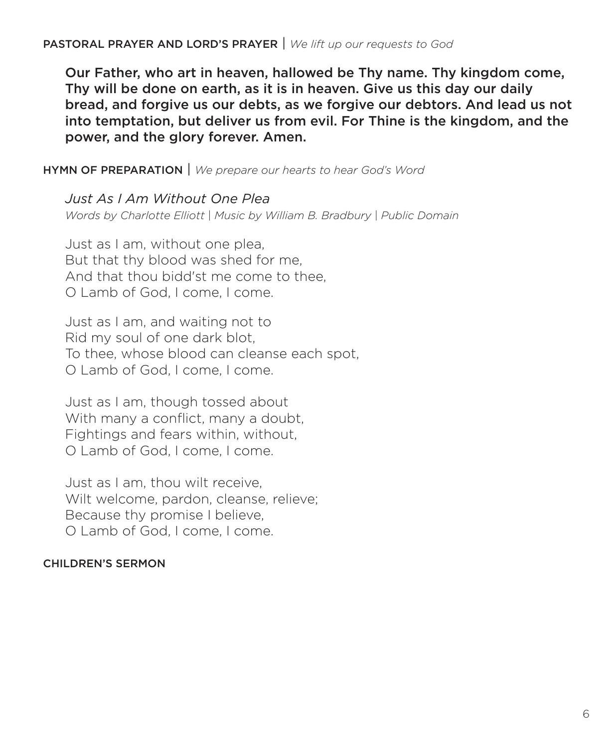**PASTORAL PRAYER AND LORD'S PRAYER** | *We lift up our requests to God*

**Our Father, who art in heaven, hallowed be Thy name. Thy kingdom come, Thy will be done on earth, as it is in heaven. Give us this day our daily bread, and forgive us our debts, as we forgive our debtors. And lead us not into temptation, but deliver us from evil. For Thine is the kingdom, and the power, and the glory forever. Amen.**

**HYMN OF PREPARATION** | *We prepare our hearts to hear God's Word*

*Just As I Am Without One Plea*
*Words by Charlotte Elliott | Music by William B. Bradbury | Public Domain*

Just as I am, without one plea,
But that thy blood was shed for me,
And that thou bidd'st me come to thee,
O Lamb of God, I come, I come.

Just as I am, and waiting not to
Rid my soul of one dark blot,
To thee, whose blood can cleanse each spot,
O Lamb of God, I come, I come.

Just as I am, though tossed about
With many a conflict, many a doubt,
Fightings and fears within, without,
O Lamb of God, I come, I come.

Just as I am, thou wilt receive,
Wilt welcome, pardon, cleanse, relieve;
Because thy promise I believe,
O Lamb of God, I come, I come.

**CHILDREN'S SERMON**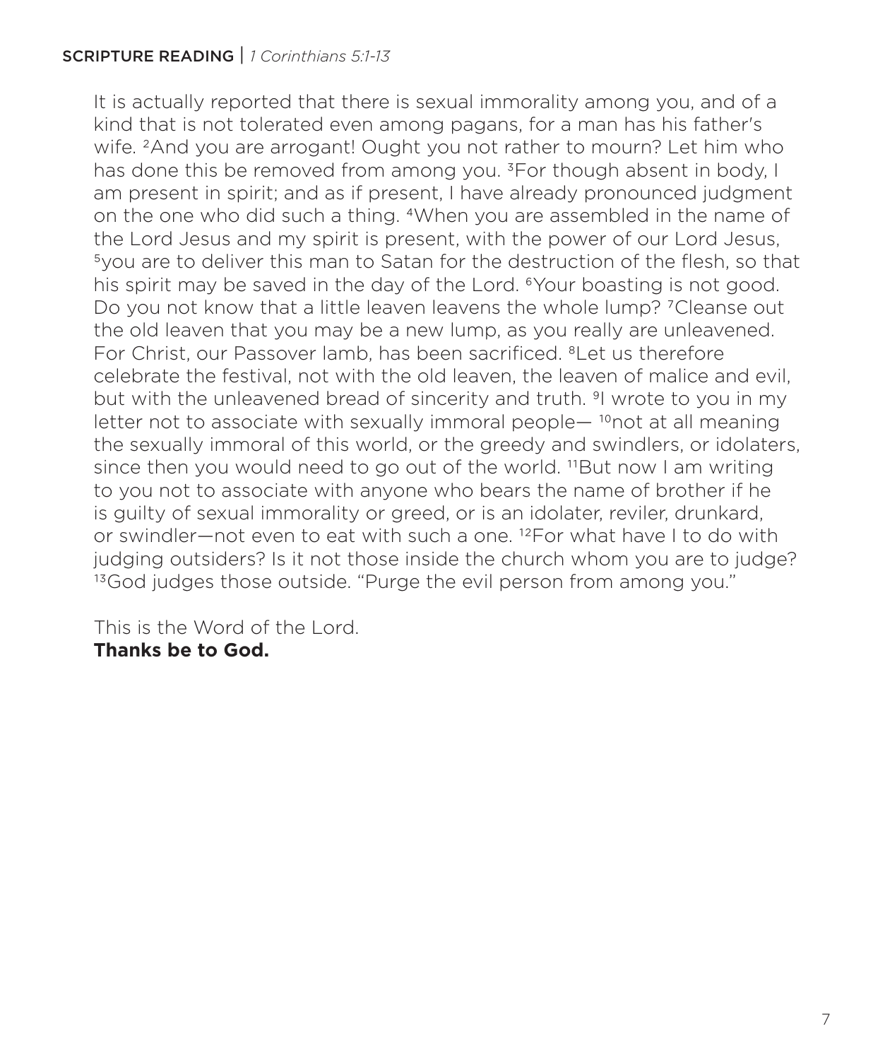**SCRIPTURE READING** | *1 Corinthians 5:1-13*

It is actually reported that there is sexual immorality among you, and of a kind that is not tolerated even among pagans, for a man has his father's wife. [2]And you are arrogant! Ought you not rather to mourn? Let him who has done this be removed from among you. [3]For though absent in body, I am present in spirit; and as if present, I have already pronounced judgment on the one who did such a thing. [4]When you are assembled in the name of the Lord Jesus and my spirit is present, with the power of our Lord Jesus, [5]you are to deliver this man to Satan for the destruction of the flesh, so that his spirit may be saved in the day of the Lord. [6]Your boasting is not good. Do you not know that a little leaven leavens the whole lump? [7]Cleanse out the old leaven that you may be a new lump, as you really are unleavened. For Christ, our Passover lamb, has been sacrificed. [8]Let us therefore celebrate the festival, not with the old leaven, the leaven of malice and evil, but with the unleavened bread of sincerity and truth. [9]I wrote to you in my letter not to associate with sexually immoral people— [10]not at all meaning the sexually immoral of this world, or the greedy and swindlers, or idolaters, since then you would need to go out of the world. [11]But now I am writing to you not to associate with anyone who bears the name of brother if he is guilty of sexual immorality or greed, or is an idolater, reviler, drunkard, or swindler—not even to eat with such a one. [12]For what have I to do with judging outsiders? Is it not those inside the church whom you are to judge? [13]God judges those outside. "Purge the evil person from among you."

This is the Word of the Lord.
**Thanks be to God.**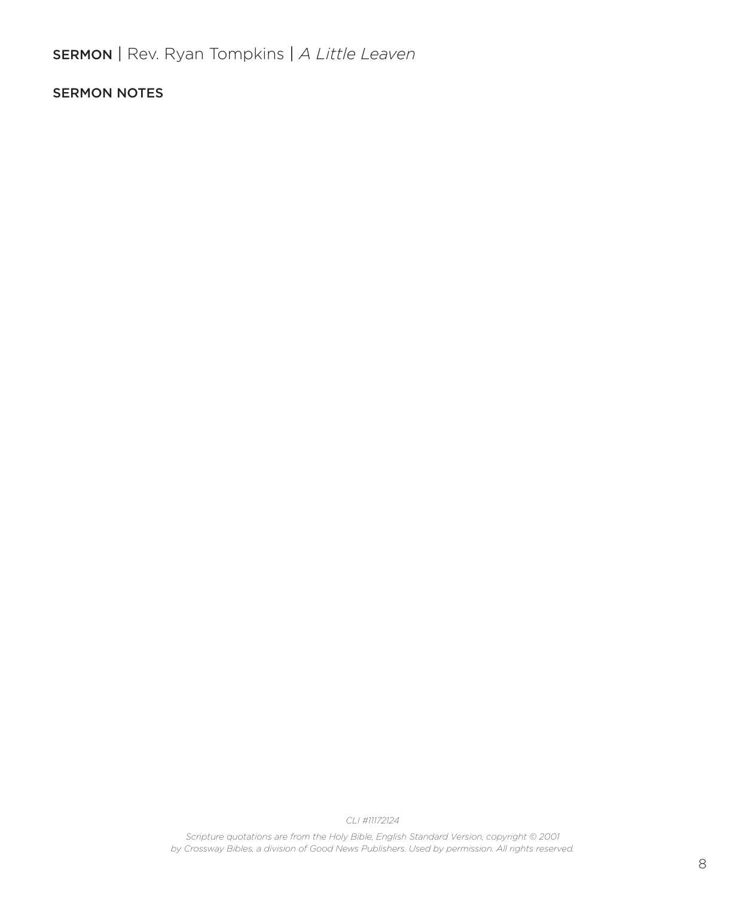SERMON | Rev. Ryan Tompkins | *A Little Leaven*

SERMON NOTES

*CLI #11172124*

*Scripture quotations are from the Holy Bible, English Standard Version, copyright © 2001 by Crossway Bibles, a division of Good News Publishers. Used by permission. All rights reserved.*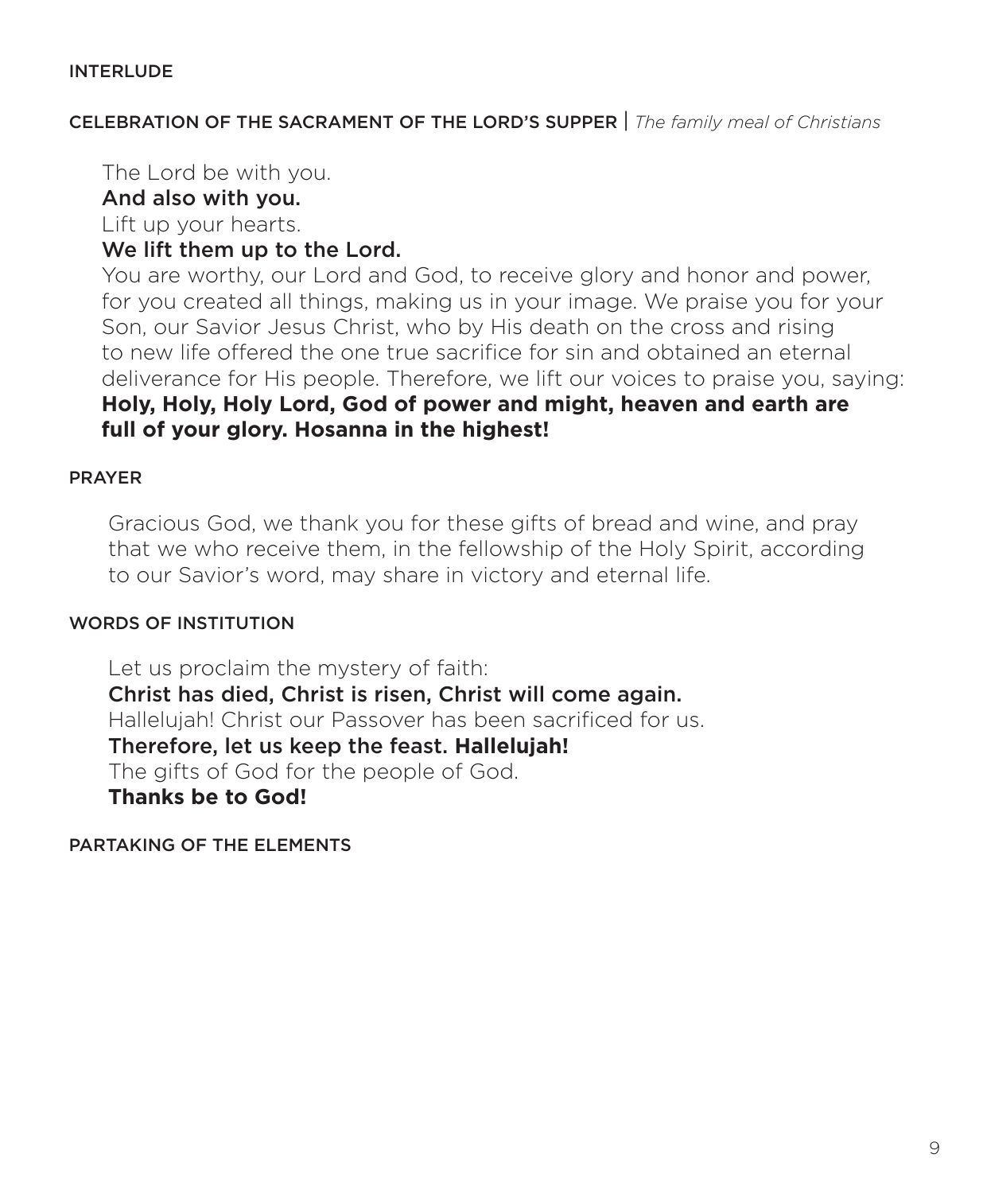## INTERLUDE

## CELEBRATION OF THE SACRAMENT OF THE LORD'S SUPPER | *The family meal of Christians*

The Lord be with you.
**And also with you.**
Lift up your hearts.
**We lift them up to the Lord.**
You are worthy, our Lord and God, to receive glory and honor and power, for you created all things, making us in your image. We praise you for your Son, our Savior Jesus Christ, who by His death on the cross and rising to new life offered the one true sacrifice for sin and obtained an eternal deliverance for His people. Therefore, we lift our voices to praise you, saying:
**Holy, Holy, Holy Lord, God of power and might, heaven and earth are full of your glory. Hosanna in the highest!**

## PRAYER

Gracious God, we thank you for these gifts of bread and wine, and pray that we who receive them, in the fellowship of the Holy Spirit, according to our Savior's word, may share in victory and eternal life.

## WORDS OF INSTITUTION

Let us proclaim the mystery of faith:
**Christ has died, Christ is risen, Christ will come again.**
Hallelujah! Christ our Passover has been sacrificed for us.
**Therefore, let us keep the feast. Hallelujah!**
The gifts of God for the people of God.
**Thanks be to God!**

## PARTAKING OF THE ELEMENTS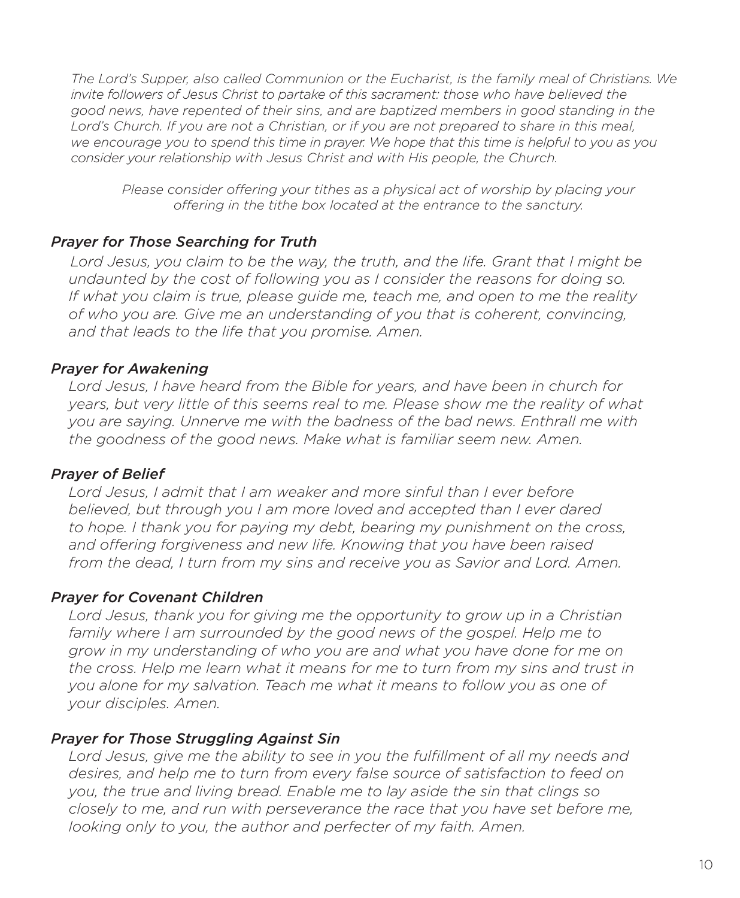*The Lord's Supper, also called Communion or the Eucharist, is the family meal of Christians. We invite followers of Jesus Christ to partake of this sacrament: those who have believed the good news, have repented of their sins, and are baptized members in good standing in the Lord's Church. If you are not a Christian, or if you are not prepared to share in this meal, we encourage you to spend this time in prayer. We hope that this time is helpful to you as you consider your relationship with Jesus Christ and with His people, the Church.*

*Please consider offering your tithes as a physical act of worship by placing your offering in the tithe box located at the entrance to the sanctury.*

***Prayer for Those Searching for Truth***

*Lord Jesus, you claim to be the way, the truth, and the life. Grant that I might be undaunted by the cost of following you as I consider the reasons for doing so. If what you claim is true, please guide me, teach me, and open to me the reality of who you are. Give me an understanding of you that is coherent, convincing, and that leads to the life that you promise. Amen.*

***Prayer for Awakening***

*Lord Jesus, I have heard from the Bible for years, and have been in church for years, but very little of this seems real to me. Please show me the reality of what you are saying. Unnerve me with the badness of the bad news. Enthrall me with the goodness of the good news. Make what is familiar seem new. Amen.*

***Prayer of Belief***

*Lord Jesus, I admit that I am weaker and more sinful than I ever before believed, but through you I am more loved and accepted than I ever dared to hope. I thank you for paying my debt, bearing my punishment on the cross, and offering forgiveness and new life. Knowing that you have been raised from the dead, I turn from my sins and receive you as Savior and Lord. Amen.*

***Prayer for Covenant Children***

*Lord Jesus, thank you for giving me the opportunity to grow up in a Christian family where I am surrounded by the good news of the gospel. Help me to grow in my understanding of who you are and what you have done for me on the cross. Help me learn what it means for me to turn from my sins and trust in you alone for my salvation. Teach me what it means to follow you as one of your disciples. Amen.*

***Prayer for Those Struggling Against Sin***

*Lord Jesus, give me the ability to see in you the fulfillment of all my needs and desires, and help me to turn from every false source of satisfaction to feed on you, the true and living bread. Enable me to lay aside the sin that clings so closely to me, and run with perseverance the race that you have set before me, looking only to you, the author and perfecter of my faith. Amen.*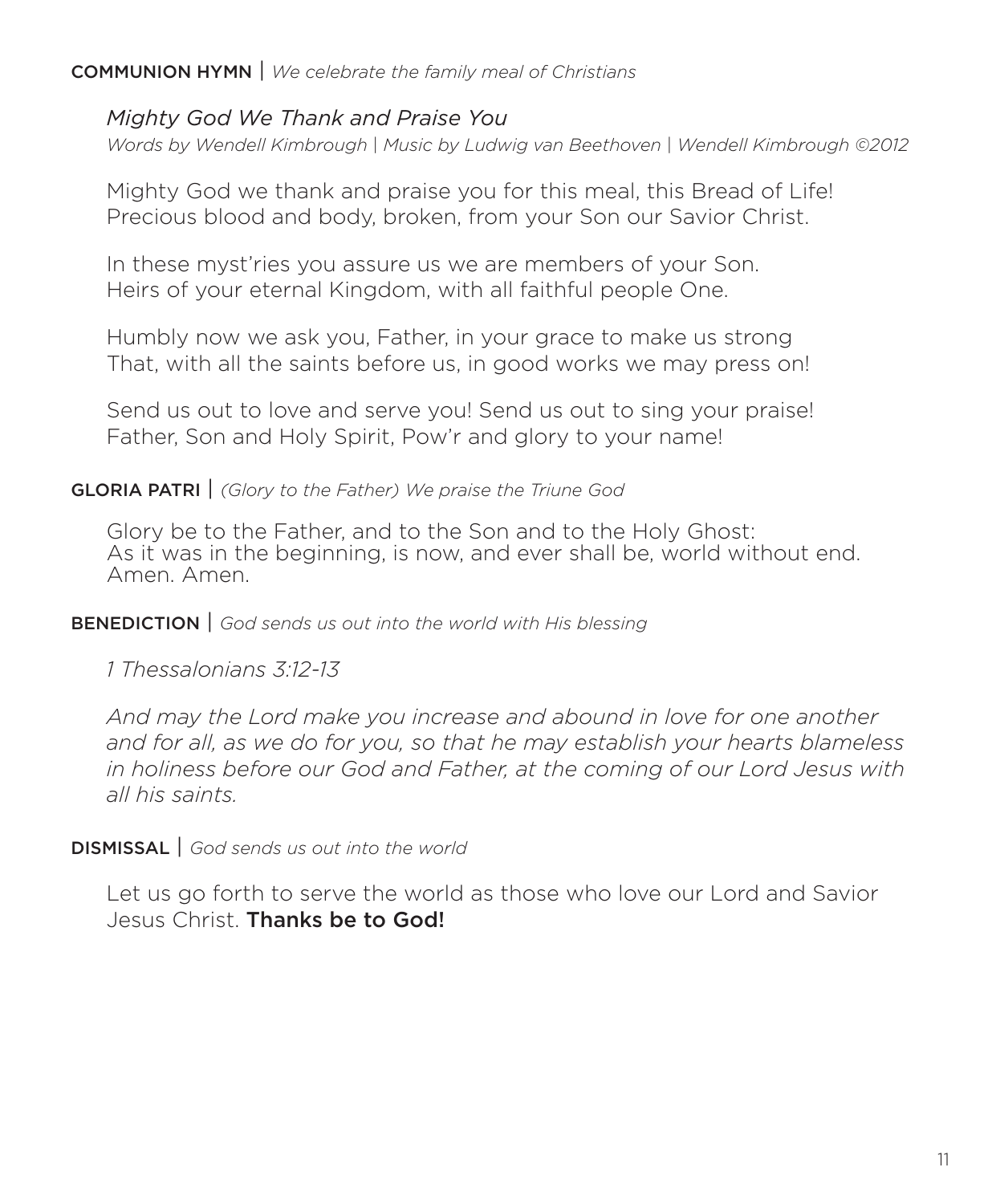**COMMUNION HYMN** | *We celebrate the family meal of Christians*

*Mighty God We Thank and Praise You*

*Words by Wendell Kimbrough | Music by Ludwig van Beethoven | Wendell Kimbrough ©2012*

Mighty God we thank and praise you for this meal, this Bread of Life!
Precious blood and body, broken, from your Son our Savior Christ.

In these myst'ries you assure us we are members of your Son.
Heirs of your eternal Kingdom, with all faithful people One.

Humbly now we ask you, Father, in your grace to make us strong
That, with all the saints before us, in good works we may press on!

Send us out to love and serve you! Send us out to sing your praise!
Father, Son and Holy Spirit, Pow'r and glory to your name!

**GLORIA PATRI** | *(Glory to the Father) We praise the Triune God*

Glory be to the Father, and to the Son and to the Holy Ghost:
As it was in the beginning, is now, and ever shall be, world without end.
Amen. Amen.

**BENEDICTION** | *God sends us out into the world with His blessing*

*1 Thessalonians 3:12-13*

*And may the Lord make you increase and abound in love for one another and for all, as we do for you, so that he may establish your hearts blameless in holiness before our God and Father, at the coming of our Lord Jesus with all his saints.*

**DISMISSAL** | *God sends us out into the world*

Let us go forth to serve the world as those who love our Lord and Savior Jesus Christ. **Thanks be to God!**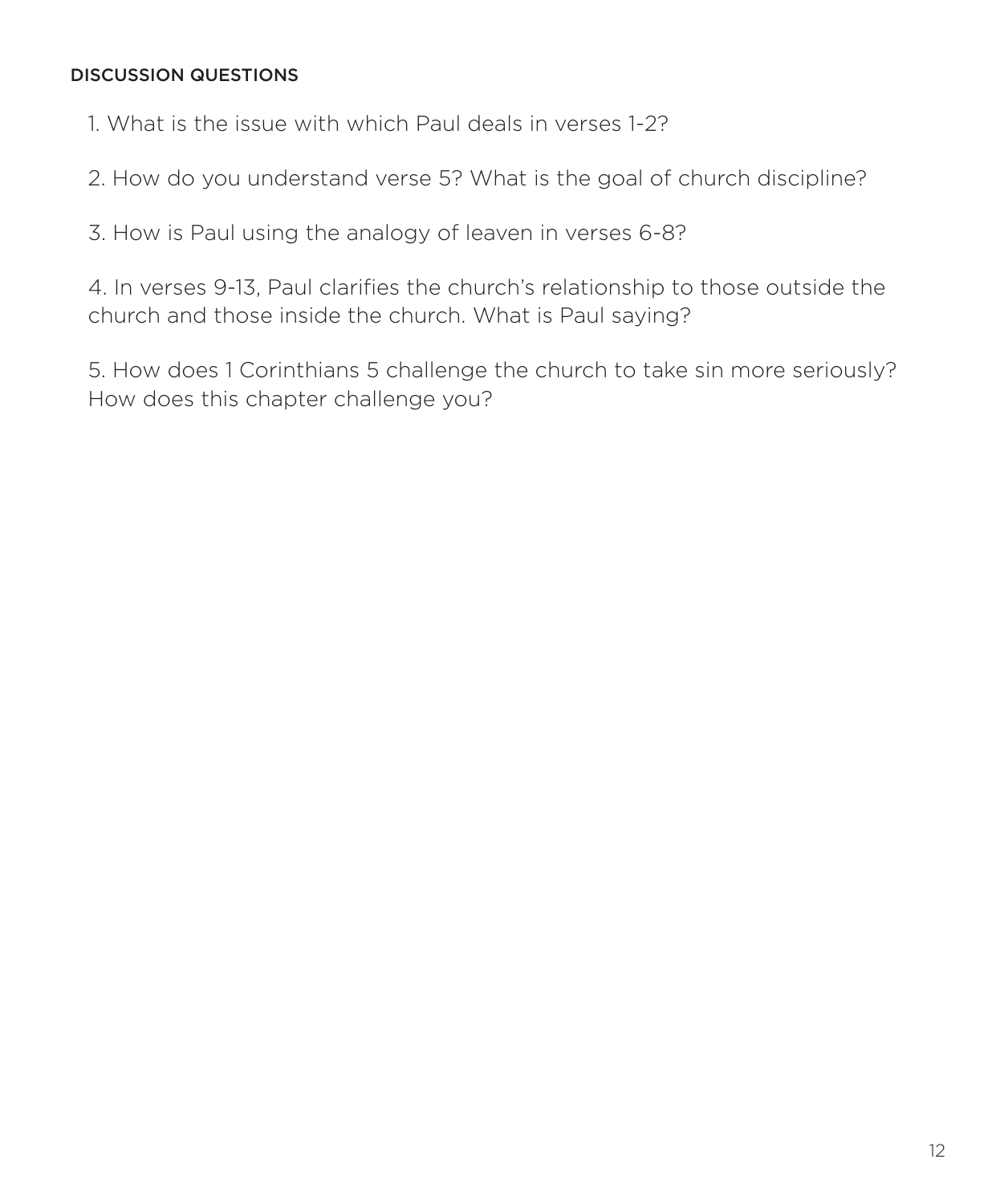## DISCUSSION QUESTIONS

1. What is the issue with which Paul deals in verses 1-2?

2. How do you understand verse 5? What is the goal of church discipline?

3. How is Paul using the analogy of leaven in verses 6-8?

4. In verses 9-13, Paul clarifies the church's relationship to those outside the church and those inside the church. What is Paul saying?

5. How does 1 Corinthians 5 challenge the church to take sin more seriously? How does this chapter challenge you?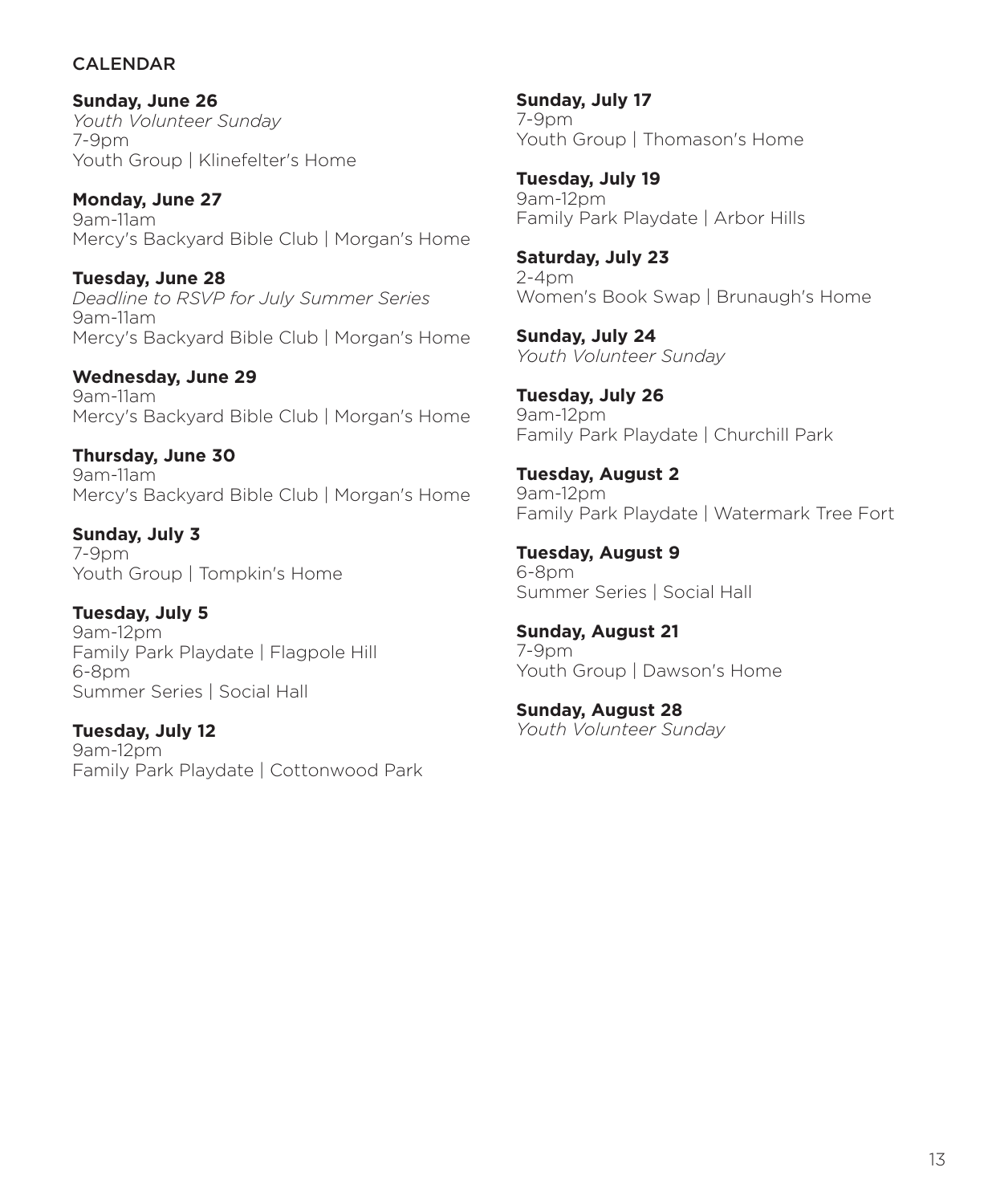## CALENDAR

**Sunday, June 26**
*Youth Volunteer Sunday*
7-9pm
Youth Group | Klinefelter's Home

**Monday, June 27**
9am-11am
Mercy's Backyard Bible Club | Morgan's Home

**Tuesday, June 28**
*Deadline to RSVP for July Summer Series*
9am-11am
Mercy's Backyard Bible Club | Morgan's Home

**Wednesday, June 29**
9am-11am
Mercy's Backyard Bible Club | Morgan's Home

**Thursday, June 30**
9am-11am
Mercy's Backyard Bible Club | Morgan's Home

**Sunday, July 3**
7-9pm
Youth Group | Tompkin's Home

**Tuesday, July 5**
9am-12pm
Family Park Playdate | Flagpole Hill
6-8pm
Summer Series | Social Hall

**Tuesday, July 12**
9am-12pm
Family Park Playdate | Cottonwood Park

**Sunday, July 17**
7-9pm
Youth Group | Thomason's Home

**Tuesday, July 19**
9am-12pm
Family Park Playdate | Arbor Hills

**Saturday, July 23**
2-4pm
Women's Book Swap | Brunaugh's Home

**Sunday, July 24**
*Youth Volunteer Sunday*

**Tuesday, July 26**
9am-12pm
Family Park Playdate | Churchill Park

**Tuesday, August 2**
9am-12pm
Family Park Playdate | Watermark Tree Fort

**Tuesday, August 9**
6-8pm
Summer Series | Social Hall

**Sunday, August 21**
7-9pm
Youth Group | Dawson's Home

**Sunday, August 28**
*Youth Volunteer Sunday*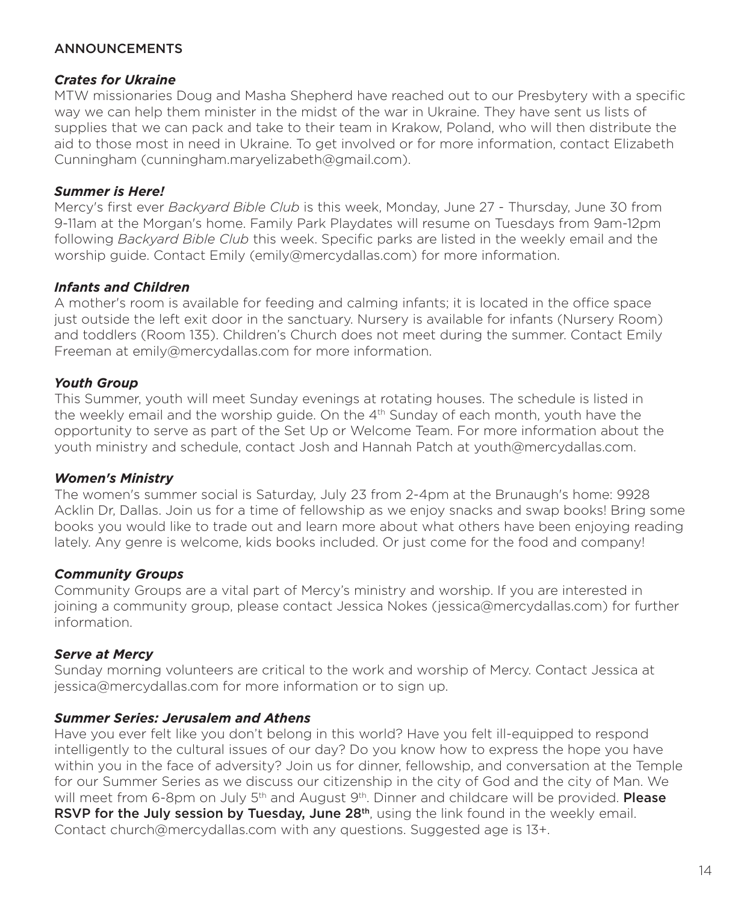# ANNOUNCEMENTS

### *Crates for Ukraine*

MTW missionaries Doug and Masha Shepherd have reached out to our Presbytery with a specific way we can help them minister in the midst of the war in Ukraine. They have sent us lists of supplies that we can pack and take to their team in Krakow, Poland, who will then distribute the aid to those most in need in Ukraine. To get involved or for more information, contact Elizabeth Cunningham (cunningham.maryelizabeth@gmail.com).

### *Summer is Here!*

Mercy's first ever *Backyard Bible Club* is this week, Monday, June 27 - Thursday, June 30 from 9-11am at the Morgan's home. Family Park Playdates will resume on Tuesdays from 9am-12pm following *Backyard Bible Club* this week. Specific parks are listed in the weekly email and the worship guide. Contact Emily (emily@mercydallas.com) for more information.

### *Infants and Children*

A mother's room is available for feeding and calming infants; it is located in the office space just outside the left exit door in the sanctuary. Nursery is available for infants (Nursery Room) and toddlers (Room 135). Children's Church does not meet during the summer. Contact Emily Freeman at emily@mercydallas.com for more information.

### *Youth Group*

This Summer, youth will meet Sunday evenings at rotating houses. The schedule is listed in the weekly email and the worship guide. On the 4th Sunday of each month, youth have the opportunity to serve as part of the Set Up or Welcome Team. For more information about the youth ministry and schedule, contact Josh and Hannah Patch at youth@mercydallas.com.

### *Women's Ministry*

The women's summer social is Saturday, July 23 from 2-4pm at the Brunaugh's home: 9928 Acklin Dr, Dallas. Join us for a time of fellowship as we enjoy snacks and swap books! Bring some books you would like to trade out and learn more about what others have been enjoying reading lately. Any genre is welcome, kids books included. Or just come for the food and company!

### *Community Groups*

Community Groups are a vital part of Mercy's ministry and worship. If you are interested in joining a community group, please contact Jessica Nokes (jessica@mercydallas.com) for further information.

### *Serve at Mercy*

Sunday morning volunteers are critical to the work and worship of Mercy. Contact Jessica at jessica@mercydallas.com for more information or to sign up.

### *Summer Series: Jerusalem and Athens*

Have you ever felt like you don't belong in this world? Have you felt ill-equipped to respond intelligently to the cultural issues of our day? Do you know how to express the hope you have within you in the face of adversity? Join us for dinner, fellowship, and conversation at the Temple for our Summer Series as we discuss our citizenship in the city of God and the city of Man. We will meet from 6-8pm on July 5th and August 9th. Dinner and childcare will be provided. **Please RSVP for the July session by Tuesday, June 28th**, using the link found in the weekly email. Contact church@mercydallas.com with any questions. Suggested age is 13+.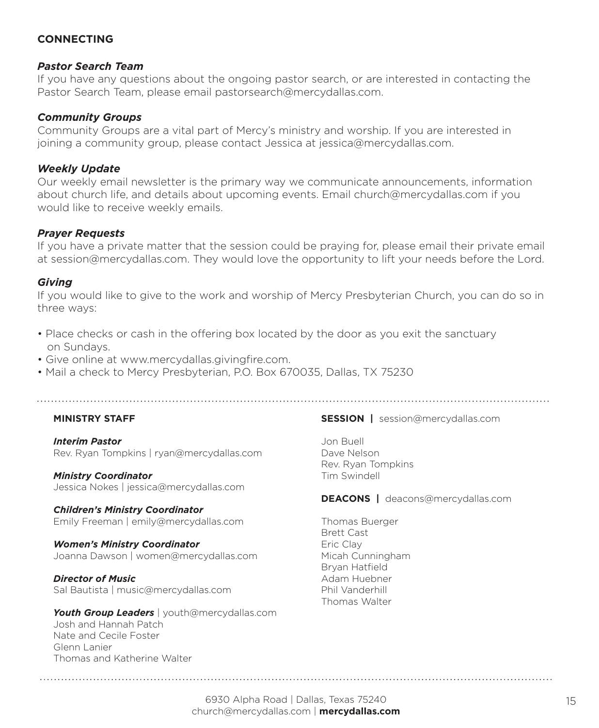## CONNECTING

### *Pastor Search Team*

If you have any questions about the ongoing pastor search, or are interested in contacting the Pastor Search Team, please email pastorsearch@mercydallas.com.

### *Community Groups*

Community Groups are a vital part of Mercy's ministry and worship. If you are interested in joining a community group, please contact Jessica at jessica@mercydallas.com.

### *Weekly Update*

Our weekly email newsletter is the primary way we communicate announcements, information about church life, and details about upcoming events. Email church@mercydallas.com if you would like to receive weekly emails.

### *Prayer Requests*

If you have a private matter that the session could be praying for, please email their private email at session@mercydallas.com. They would love the opportunity to lift your needs before the Lord.

### *Giving*

If you would like to give to the work and worship of Mercy Presbyterian Church, you can do so in three ways:

- Place checks or cash in the offering box located by the door as you exit the sanctuary on Sundays.
- Give online at www.mercydallas.givingfire.com.
- Mail a check to Mercy Presbyterian, P.O. Box 670035, Dallas, TX 75230

---

## MINISTRY STAFF

***Interim Pastor***
Rev. Ryan Tompkins | ryan@mercydallas.com

***Ministry Coordinator***
Jessica Nokes | jessica@mercydallas.com

***Children's Ministry Coordinator***
Emily Freeman | emily@mercydallas.com

***Women's Ministry Coordinator***
Joanna Dawson | women@mercydallas.com

***Director of Music***
Sal Bautista | music@mercydallas.com

***Youth Group Leaders*** | youth@mercydallas.com
Josh and Hannah Patch
Nate and Cecile Foster
Glenn Lanier
Thomas and Katherine Walter

## SESSION | session@mercydallas.com

Jon Buell
Dave Nelson
Rev. Ryan Tompkins
Tim Swindell

## DEACONS | deacons@mercydallas.com

Thomas Buerger
Brett Cast
Eric Clay
Micah Cunningham
Bryan Hatfield
Adam Huebner
Phil Vanderhill
Thomas Walter

---

6930 Alpha Road | Dallas, Texas 75240
church@mercydallas.com | **mercydallas.com**